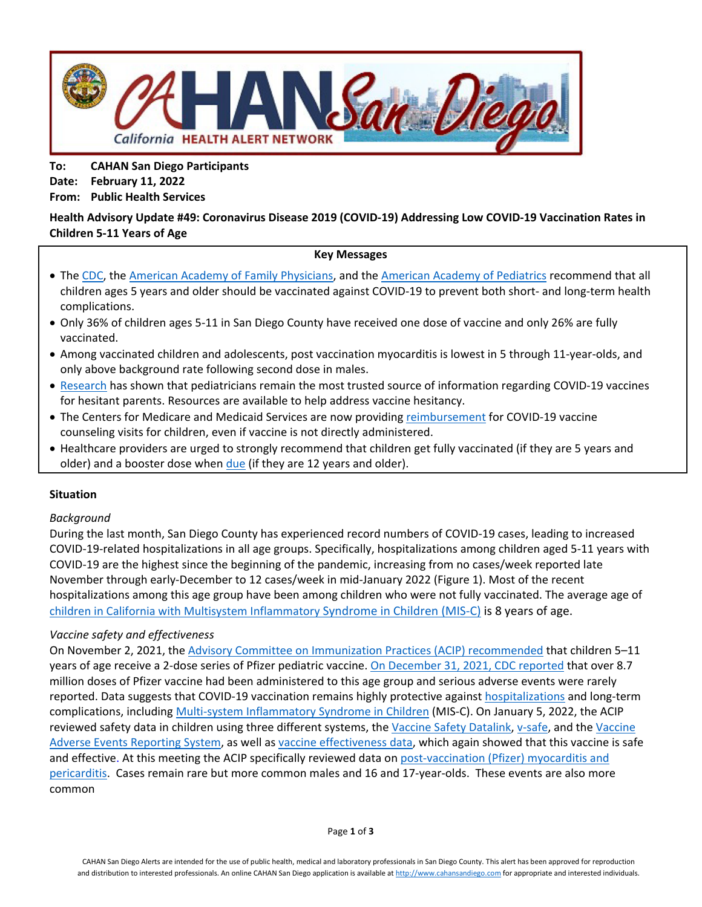**To:** CAHAN San Diego Participants
**Date:** February 11, 2022
**From:** Public Health Services

**Health Advisory Update #49: Coronavirus Disease 2019 (COVID-19) Addressing Low COVID-19 Vaccination Rates in Children 5-11 Years of Age**

**Key Messages**

- The CDC, the American Academy of Family Physicians, and the American Academy of Pediatrics recommend that all children ages 5 years and older should be vaccinated against COVID-19 to prevent both short- and long-term health complications.
- Only 36% of children ages 5-11 in San Diego County have received one dose of vaccine and only 26% are fully vaccinated.
- Among vaccinated children and adolescents, post vaccination myocarditis is lowest in 5 through 11-year-olds, and only above background rate following second dose in males.
- Research has shown that pediatricians remain the most trusted source of information regarding COVID-19 vaccines for hesitant parents. Resources are available to help address vaccine hesitancy.
- The Centers for Medicare and Medicaid Services are now providing reimbursement for COVID-19 vaccine counseling visits for children, even if vaccine is not directly administered.
- Healthcare providers are urged to strongly recommend that children get fully vaccinated (if they are 5 years and older) and a booster dose when due (if they are 12 years and older).

## Situation

*Background*

During the last month, San Diego County has experienced record numbers of COVID-19 cases, leading to increased COVID-19-related hospitalizations in all age groups. Specifically, hospitalizations among children aged 5-11 years with COVID-19 are the highest since the beginning of the pandemic, increasing from no cases/week reported late November through early-December to 12 cases/week in mid-January 2022 (Figure 1). Most of the recent hospitalizations among this age group have been among children who were not fully vaccinated. The average age of children in California with Multisystem Inflammatory Syndrome in Children (MIS-C) is 8 years of age.

*Vaccine safety and effectiveness*

On November 2, 2021, the Advisory Committee on Immunization Practices (ACIP) recommended that children 5–11 years of age receive a 2-dose series of Pfizer pediatric vaccine. On December 31, 2021, CDC reported that over 8.7 million doses of Pfizer vaccine had been administered to this age group and serious adverse events were rarely reported. Data suggests that COVID-19 vaccination remains highly protective against hospitalizations and long-term complications, including Multi-system Inflammatory Syndrome in Children (MIS-C). On January 5, 2022, the ACIP reviewed safety data in children using three different systems, the Vaccine Safety Datalink, v-safe, and the Vaccine Adverse Events Reporting System, as well as vaccine effectiveness data, which again showed that this vaccine is safe and effective. At this meeting the ACIP specifically reviewed data on post-vaccination (Pfizer) myocarditis and pericarditis. Cases remain rare but more common males and 16 and 17-year-olds. These events are also more common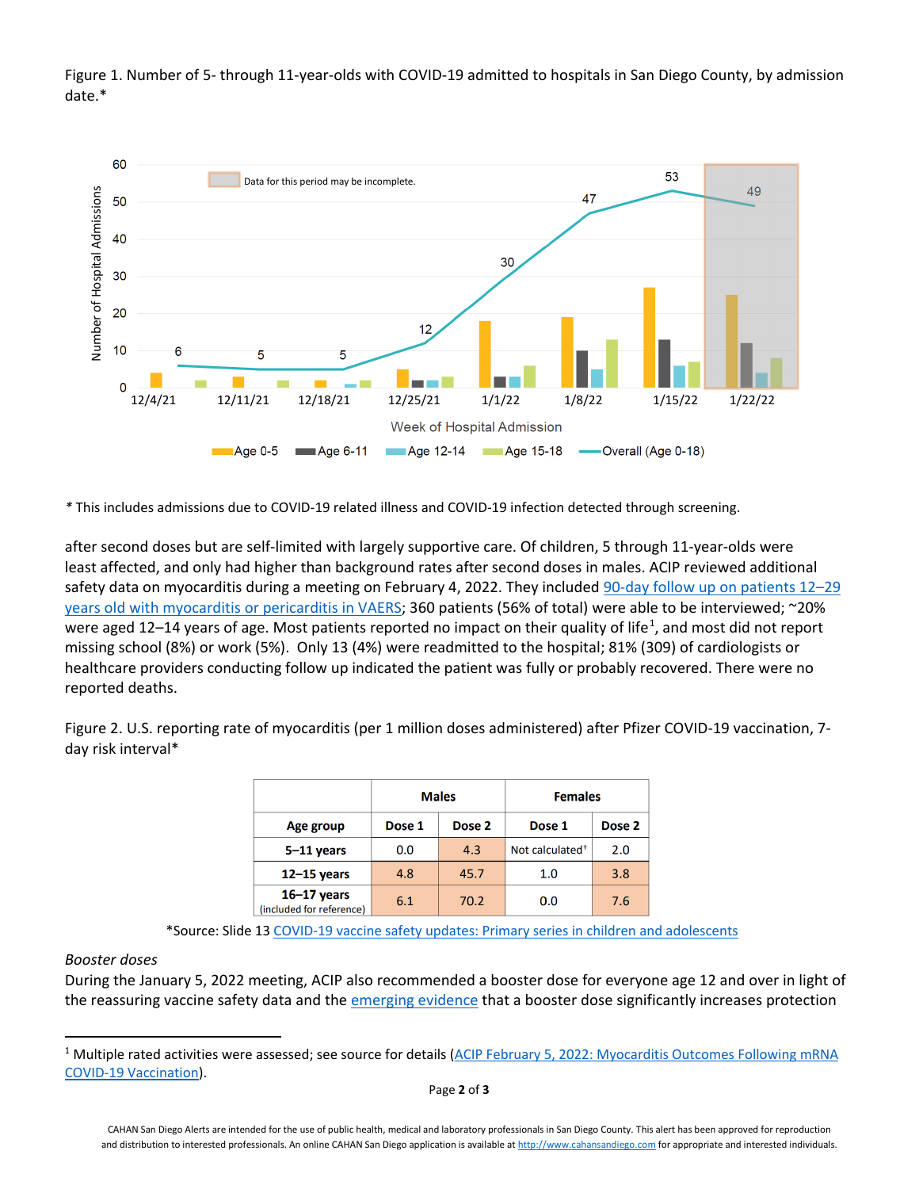Figure 1. Number of 5- through 11-year-olds with COVID-19 admitted to hospitals in San Diego County, by admission date.*

* This includes admissions due to COVID-19 related illness and COVID-19 infection detected through screening.

after second doses but are self-limited with largely supportive care. Of children, 5 through 11-year-olds were least affected, and only had higher than background rates after second doses in males. ACIP reviewed additional safety data on myocarditis during a meeting on February 4, 2022. They included 90-day follow up on patients 12–29 years old with myocarditis or pericarditis in VAERS; 360 patients (56% of total) were able to be interviewed; ~20% were aged 12–14 years of age. Most patients reported no impact on their quality of life[1], and most did not report missing school (8%) or work (5%). Only 13 (4%) were readmitted to the hospital; 81% (309) of cardiologists or healthcare providers conducting follow up indicated the patient was fully or probably recovered. There were no reported deaths.

Figure 2. U.S. reporting rate of myocarditis (per 1 million doses administered) after Pfizer COVID-19 vaccination, 7-day risk interval*

| | Males | | Females | |
|---|---|---|---|---|
| **Age group** | **Dose 1** | **Dose 2** | **Dose 1** | **Dose 2** |
| **5–11 years** | 0.0 | 4.3 | Not calculated[†] | 2.0 |
| **12–15 years** | 4.8 | 45.7 | 1.0 | 3.8 |
| **16–17 years** (included for reference) | 6.1 | 70.2 | 0.0 | 7.6 |

*Source: Slide 13 COVID-19 vaccine safety updates: Primary series in children and adolescents

*Booster doses*

During the January 5, 2022 meeting, ACIP also recommended a booster dose for everyone age 12 and over in light of the reassuring vaccine safety data and the emerging evidence that a booster dose significantly increases protection

[1] Multiple rated activities were assessed; see source for details (ACIP February 5, 2022: Myocarditis Outcomes Following mRNA COVID-19 Vaccination).

CAHAN San Diego Alerts are intended for the use of public health, medical and laboratory professionals in San Diego County. This alert has been approved for reproduction and distribution to interested professionals. An online CAHAN San Diego application is available at http://www.cahansandiego.com for appropriate and interested individuals.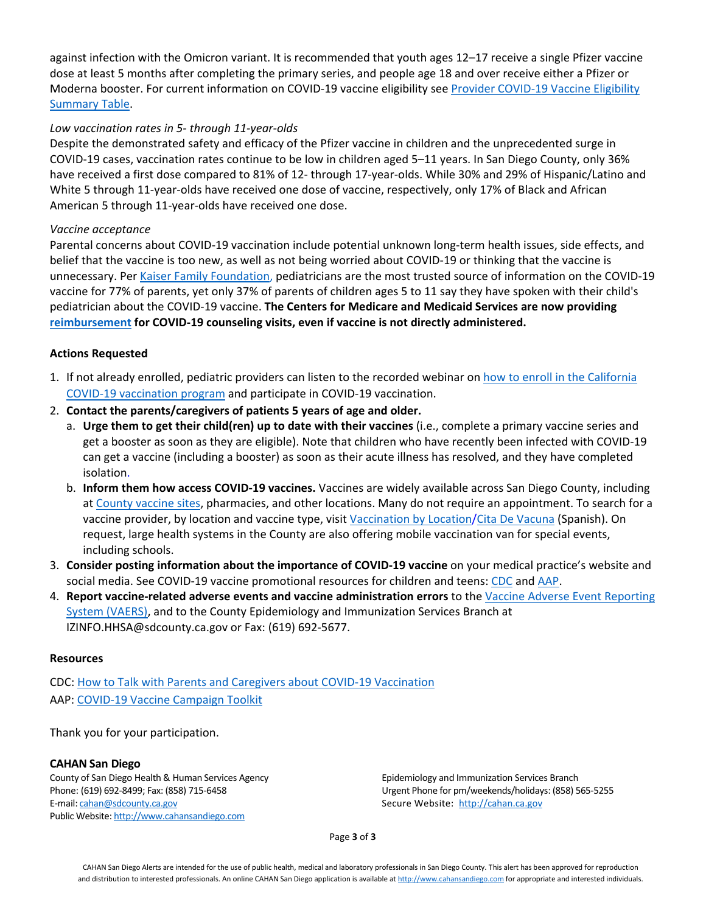against infection with the Omicron variant. It is recommended that youth ages 12–17 receive a single Pfizer vaccine dose at least 5 months after completing the primary series, and people age 18 and over receive either a Pfizer or Moderna booster. For current information on COVID-19 vaccine eligibility see Provider COVID-19 Vaccine Eligibility Summary Table.

*Low vaccination rates in 5- through 11-year-olds*

Despite the demonstrated safety and efficacy of the Pfizer vaccine in children and the unprecedented surge in COVID-19 cases, vaccination rates continue to be low in children aged 5–11 years. In San Diego County, only 36% have received a first dose compared to 81% of 12- through 17-year-olds. While 30% and 29% of Hispanic/Latino and White 5 through 11-year-olds have received one dose of vaccine, respectively, only 17% of Black and African American 5 through 11-year-olds have received one dose.

*Vaccine acceptance*

Parental concerns about COVID-19 vaccination include potential unknown long-term health issues, side effects, and belief that the vaccine is too new, as well as not being worried about COVID-19 or thinking that the vaccine is unnecessary. Per Kaiser Family Foundation, pediatricians are the most trusted source of information on the COVID-19 vaccine for 77% of parents, yet only 37% of parents of children ages 5 to 11 say they have spoken with their child's pediatrician about the COVID-19 vaccine. **The Centers for Medicare and Medicaid Services are now providing reimbursement for COVID-19 counseling visits, even if vaccine is not directly administered.**

### Actions Requested

1. If not already enrolled, pediatric providers can listen to the recorded webinar on how to enroll in the California COVID-19 vaccination program and participate in COVID-19 vaccination.
2. **Contact the parents/caregivers of patients 5 years of age and older.**
   a. **Urge them to get their child(ren) up to date with their vaccines** (i.e., complete a primary vaccine series and get a booster as soon as they are eligible). Note that children who have recently been infected with COVID-19 can get a vaccine (including a booster) as soon as their acute illness has resolved, and they have completed isolation.
   b. **Inform them how access COVID-19 vaccines.** Vaccines are widely available across San Diego County, including at County vaccine sites, pharmacies, and other locations. Many do not require an appointment. To search for a vaccine provider, by location and vaccine type, visit Vaccination by Location/Cita De Vacuna (Spanish). On request, large health systems in the County are also offering mobile vaccination van for special events, including schools.
3. **Consider posting information about the importance of COVID-19 vaccine** on your medical practice's website and social media. See COVID-19 vaccine promotional resources for children and teens: CDC and AAP.
4. **Report vaccine-related adverse events and vaccine administration errors** to the Vaccine Adverse Event Reporting System (VAERS), and to the County Epidemiology and Immunization Services Branch at IZINFO.HHSA@sdcounty.ca.gov or Fax: (619) 692-5677.

### Resources

CDC: How to Talk with Parents and Caregivers about COVID-19 Vaccination
AAP: COVID-19 Vaccine Campaign Toolkit

Thank you for your participation.

**CAHAN San Diego**
County of San Diego Health & Human Services Agency
Phone: (619) 692-8499; Fax: (858) 715-6458
E-mail: cahan@sdcounty.ca.gov
Public Website: http://www.cahansandiego.com

Epidemiology and Immunization Services Branch
Urgent Phone for pm/weekends/holidays: (858) 565-5255
Secure Website: http://cahan.ca.gov

CAHAN San Diego Alerts are intended for the use of public health, medical and laboratory professionals in San Diego County. This alert has been approved for reproduction and distribution to interested professionals. An online CAHAN San Diego application is available at http://www.cahansandiego.com for appropriate and interested individuals.